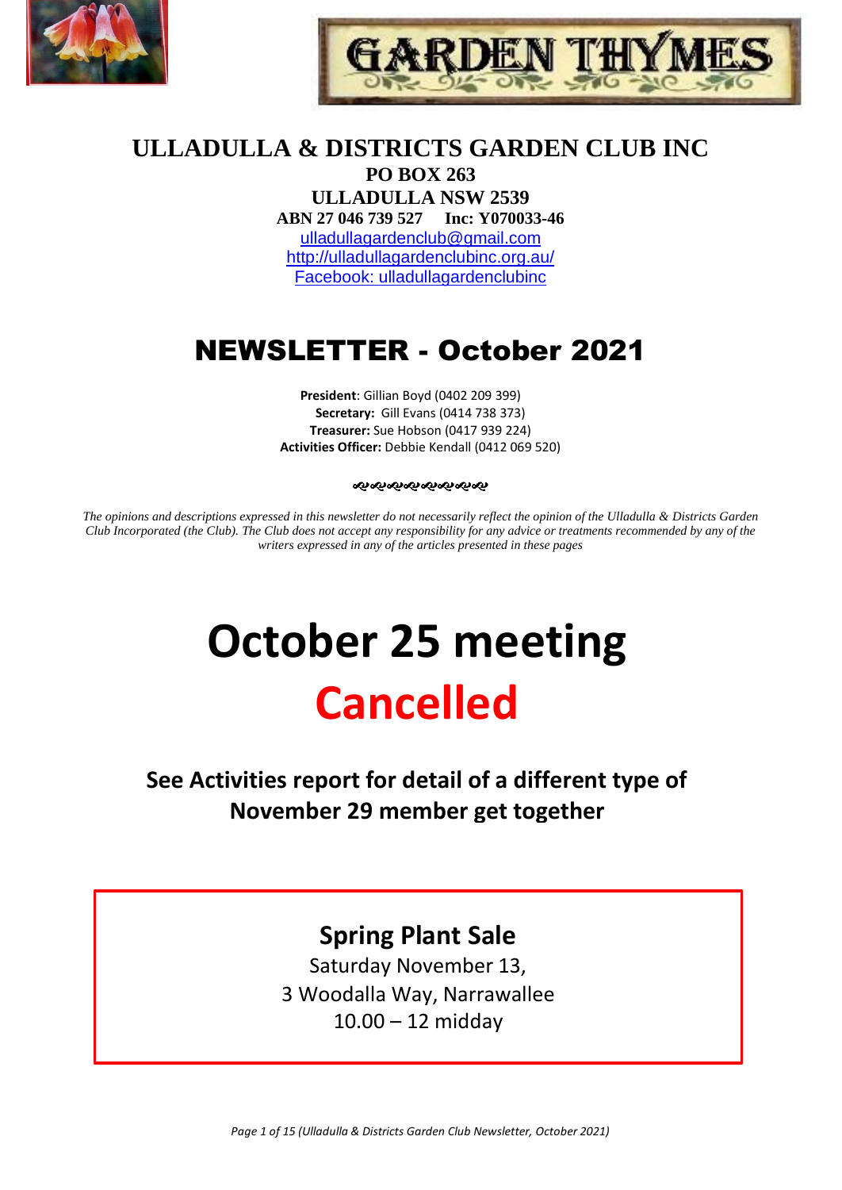# GARDEN THYMES

## ULLADULLA & DISTRICTS GARDEN CLUB INC

**PO BOX 263**
**ULLADULLA NSW 2539**
**ABN 27 046 739 527 Inc: Y070033-46**

ulladullagardenclub@gmail.com
http://ulladullagardenclubinc.org.au/
Facebook: ulladullagardenclubinc

# NEWSLETTER - October 2021

**President**: Gillian Boyd (0402 209 399)
**Secretary:** Gill Evans (0414 738 373)
**Treasurer:** Sue Hobson (0417 939 224)
**Activities Officer:** Debbie Kendall (0412 069 520)

*The opinions and descriptions expressed in this newsletter do not necessarily reflect the opinion of the Ulladulla & Districts Garden Club Incorporated (the Club). The Club does not accept any responsibility for any advice or treatments recommended by any of the writers expressed in any of the articles presented in these pages*

# October 25 meeting

# Cancelled

**See Activities report for detail of a different type of November 29 member get together**

## Spring Plant Sale

Saturday November 13,
3 Woodalla Way, Narrawallee
10.00 – 12 midday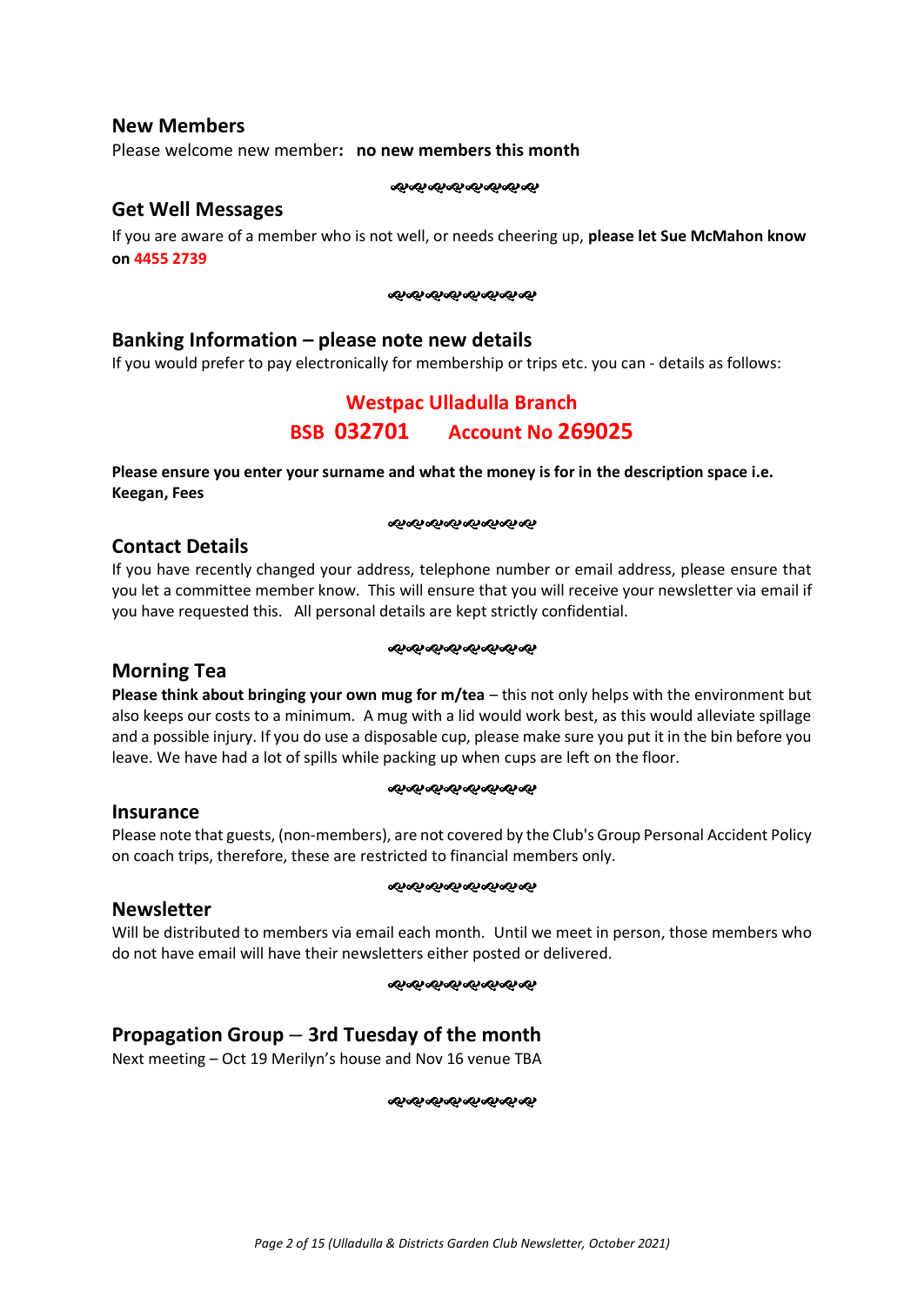## New Members

Please welcome new member**: no new members this month**

## Get Well Messages

If you are aware of a member who is not well, or needs cheering up, **please let Sue McMahon know on 4455 2739**

## Banking Information – please note new details

If you would prefer to pay electronically for membership or trips etc. you can - details as follows:

**Westpac Ulladulla Branch**

**BSB 032701 Account No 269025**

**Please ensure you enter your surname and what the money is for in the description space i.e. Keegan, Fees**

## Contact Details

If you have recently changed your address, telephone number or email address, please ensure that you let a committee member know. This will ensure that you will receive your newsletter via email if you have requested this. All personal details are kept strictly confidential.

## Morning Tea

**Please think about bringing your own mug for m/tea** – this not only helps with the environment but also keeps our costs to a minimum. A mug with a lid would work best, as this would alleviate spillage and a possible injury. If you do use a disposable cup, please make sure you put it in the bin before you leave. We have had a lot of spills while packing up when cups are left on the floor.

## Insurance

Please note that guests, (non-members), are not covered by the Club's Group Personal Accident Policy on coach trips, therefore, these are restricted to financial members only.

## Newsletter

Will be distributed to members via email each month. Until we meet in person, those members who do not have email will have their newsletters either posted or delivered.

## Propagation Group – 3rd Tuesday of the month

Next meeting – Oct 19 Merilyn's house and Nov 16 venue TBA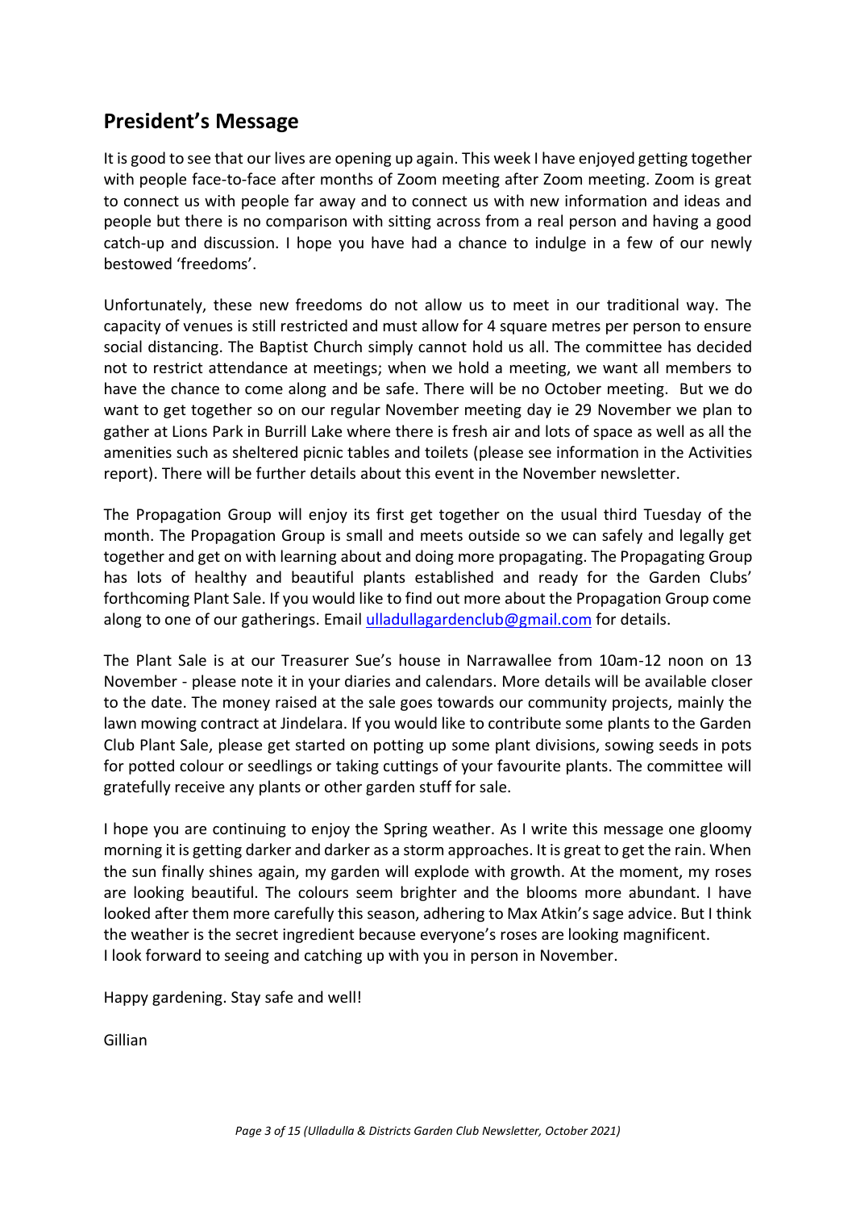## President's Message

It is good to see that our lives are opening up again. This week I have enjoyed getting together with people face-to-face after months of Zoom meeting after Zoom meeting. Zoom is great to connect us with people far away and to connect us with new information and ideas and people but there is no comparison with sitting across from a real person and having a good catch-up and discussion. I hope you have had a chance to indulge in a few of our newly bestowed 'freedoms'.

Unfortunately, these new freedoms do not allow us to meet in our traditional way. The capacity of venues is still restricted and must allow for 4 square metres per person to ensure social distancing. The Baptist Church simply cannot hold us all. The committee has decided not to restrict attendance at meetings; when we hold a meeting, we want all members to have the chance to come along and be safe. There will be no October meeting. But we do want to get together so on our regular November meeting day ie 29 November we plan to gather at Lions Park in Burrill Lake where there is fresh air and lots of space as well as all the amenities such as sheltered picnic tables and toilets (please see information in the Activities report). There will be further details about this event in the November newsletter.

The Propagation Group will enjoy its first get together on the usual third Tuesday of the month. The Propagation Group is small and meets outside so we can safely and legally get together and get on with learning about and doing more propagating. The Propagating Group has lots of healthy and beautiful plants established and ready for the Garden Clubs' forthcoming Plant Sale. If you would like to find out more about the Propagation Group come along to one of our gatherings. Email ulladullagardenclub@gmail.com for details.

The Plant Sale is at our Treasurer Sue's house in Narrawallee from 10am-12 noon on 13 November - please note it in your diaries and calendars. More details will be available closer to the date. The money raised at the sale goes towards our community projects, mainly the lawn mowing contract at Jindelara. If you would like to contribute some plants to the Garden Club Plant Sale, please get started on potting up some plant divisions, sowing seeds in pots for potted colour or seedlings or taking cuttings of your favourite plants. The committee will gratefully receive any plants or other garden stuff for sale.

I hope you are continuing to enjoy the Spring weather. As I write this message one gloomy morning it is getting darker and darker as a storm approaches. It is great to get the rain. When the sun finally shines again, my garden will explode with growth. At the moment, my roses are looking beautiful. The colours seem brighter and the blooms more abundant. I have looked after them more carefully this season, adhering to Max Atkin's sage advice. But I think the weather is the secret ingredient because everyone's roses are looking magnificent.
I look forward to seeing and catching up with you in person in November.

Happy gardening. Stay safe and well!

Gillian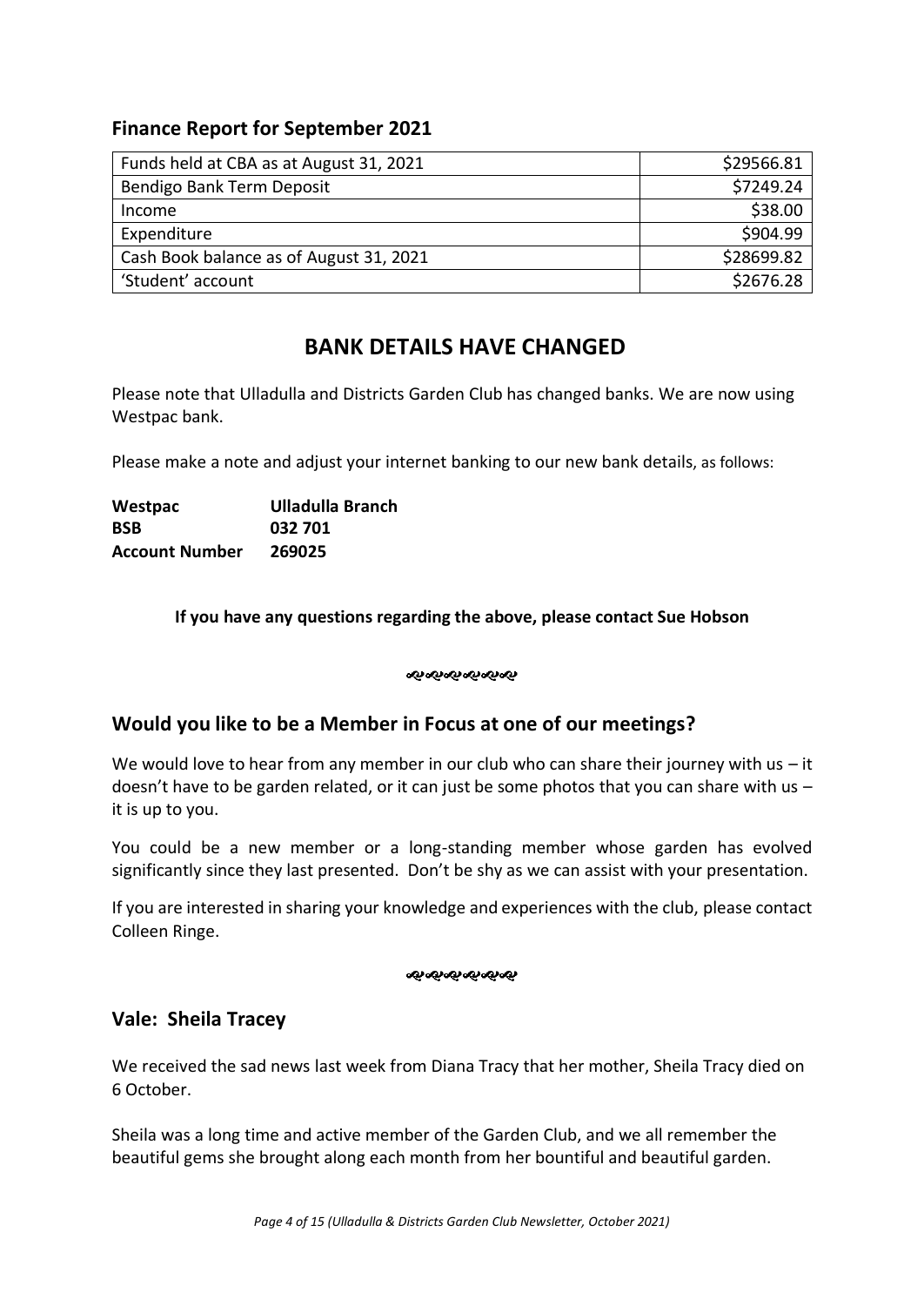## Finance Report for September 2021

| | |
|---|---|
| Funds held at CBA as at August 31, 2021 | $29566.81 |
| Bendigo Bank Term Deposit | $7249.24 |
| Income | $38.00 |
| Expenditure | $904.99 |
| Cash Book balance as of August 31, 2021 | $28699.82 |
| 'Student' account | $2676.28 |

# BANK DETAILS HAVE CHANGED

Please note that Ulladulla and Districts Garden Club has changed banks. We are now using Westpac bank.

Please make a note and adjust your internet banking to our new bank details, as follows:

**Westpac** **Ulladulla Branch**
**BSB** **032 701**
**Account Number** **269025**

**If you have any questions regarding the above, please contact Sue Hobson**

## Would you like to be a Member in Focus at one of our meetings?

We would love to hear from any member in our club who can share their journey with us – it doesn't have to be garden related, or it can just be some photos that you can share with us – it is up to you.

You could be a new member or a long-standing member whose garden has evolved significantly since they last presented. Don't be shy as we can assist with your presentation.

If you are interested in sharing your knowledge and experiences with the club, please contact Colleen Ringe.

## Vale: Sheila Tracey

We received the sad news last week from Diana Tracy that her mother, Sheila Tracy died on 6 October.

Sheila was a long time and active member of the Garden Club, and we all remember the beautiful gems she brought along each month from her bountiful and beautiful garden.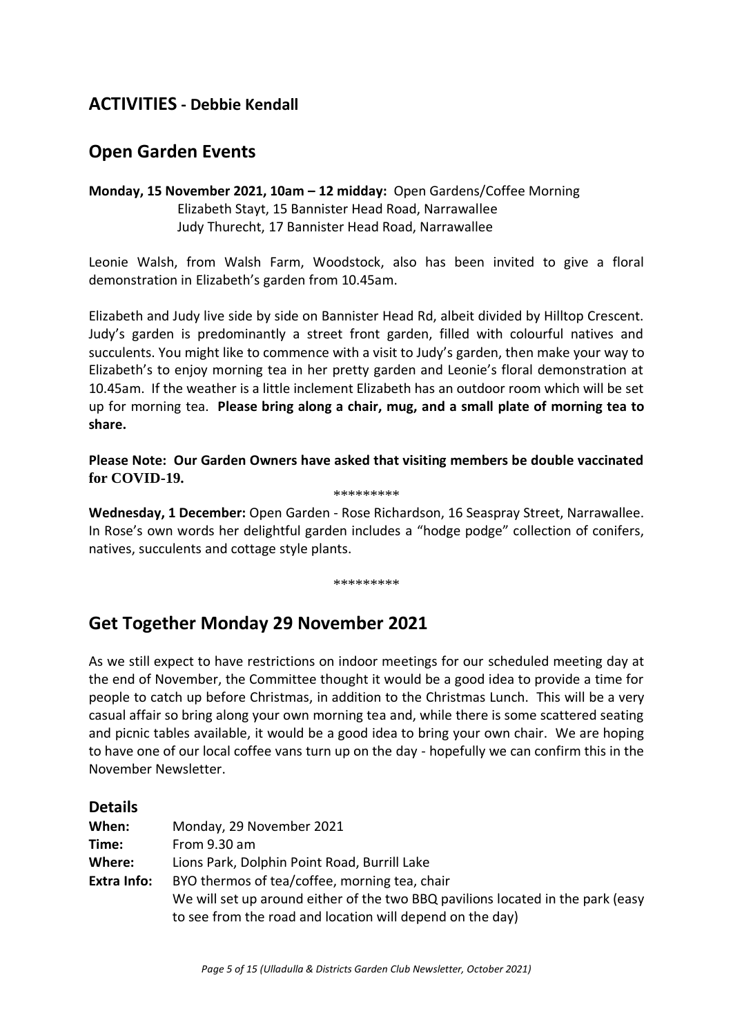## ACTIVITIES - Debbie Kendall

## Open Garden Events

**Monday, 15 November 2021, 10am – 12 midday:** Open Gardens/Coffee Morning
Elizabeth Stayt, 15 Bannister Head Road, Narrawallee
Judy Thurecht, 17 Bannister Head Road, Narrawallee

Leonie Walsh, from Walsh Farm, Woodstock, also has been invited to give a floral demonstration in Elizabeth's garden from 10.45am.

Elizabeth and Judy live side by side on Bannister Head Rd, albeit divided by Hilltop Crescent. Judy's garden is predominantly a street front garden, filled with colourful natives and succulents. You might like to commence with a visit to Judy's garden, then make your way to Elizabeth's to enjoy morning tea in her pretty garden and Leonie's floral demonstration at 10.45am. If the weather is a little inclement Elizabeth has an outdoor room which will be set up for morning tea. **Please bring along a chair, mug, and a small plate of morning tea to share.**

**Please Note: Our Garden Owners have asked that visiting members be double vaccinated for COVID-19.**

\*\*\*\*\*\*\*\*\*

**Wednesday, 1 December:** Open Garden - Rose Richardson, 16 Seaspray Street, Narrawallee. In Rose's own words her delightful garden includes a "hodge podge" collection of conifers, natives, succulents and cottage style plants.

\*\*\*\*\*\*\*\*\*

## Get Together Monday 29 November 2021

As we still expect to have restrictions on indoor meetings for our scheduled meeting day at the end of November, the Committee thought it would be a good idea to provide a time for people to catch up before Christmas, in addition to the Christmas Lunch. This will be a very casual affair so bring along your own morning tea and, while there is some scattered seating and picnic tables available, it would be a good idea to bring your own chair. We are hoping to have one of our local coffee vans turn up on the day - hopefully we can confirm this in the November Newsletter.

### Details

**When:** Monday, 29 November 2021
**Time:** From 9.30 am
**Where:** Lions Park, Dolphin Point Road, Burrill Lake
**Extra Info:** BYO thermos of tea/coffee, morning tea, chair
We will set up around either of the two BBQ pavilions located in the park (easy to see from the road and location will depend on the day)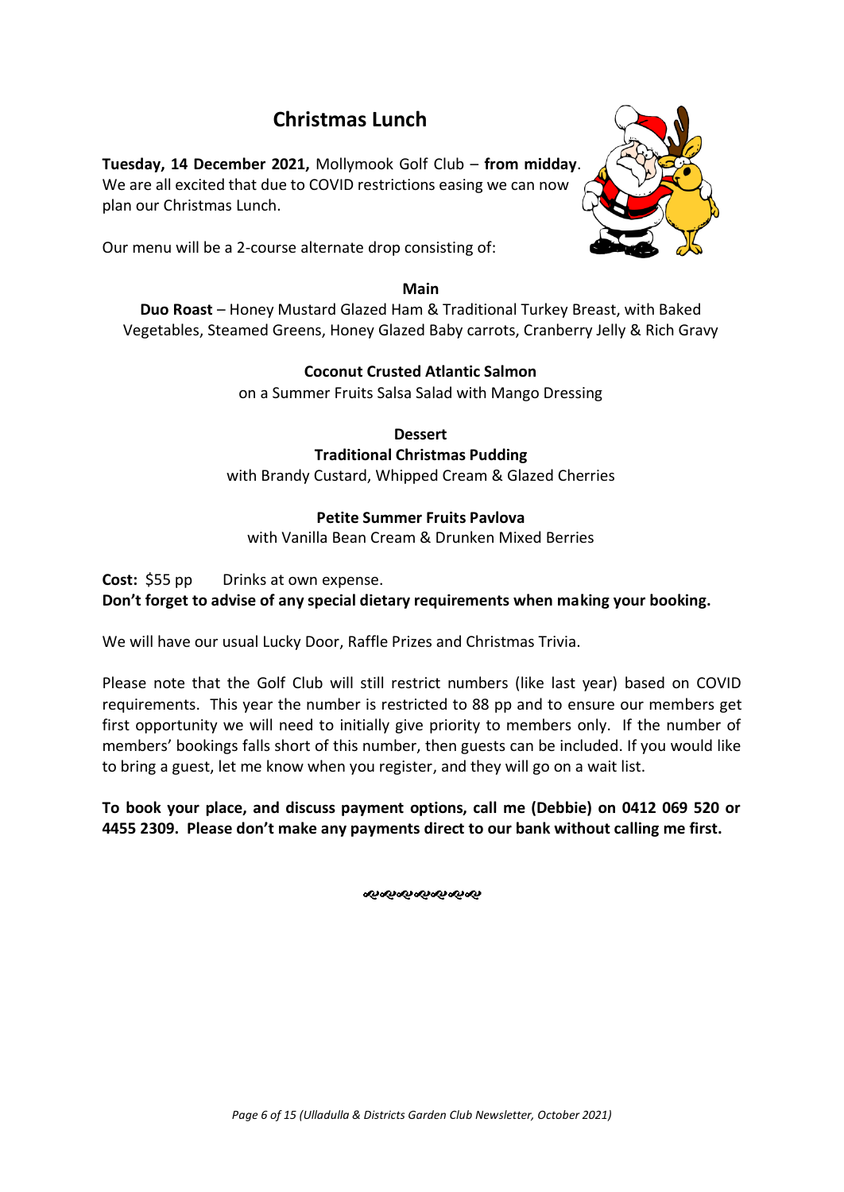## Christmas Lunch

**Tuesday, 14 December 2021,** Mollymook Golf Club – **from midday**. We are all excited that due to COVID restrictions easing we can now plan our Christmas Lunch.

Our menu will be a 2-course alternate drop consisting of:

**Main**

**Duo Roast** – Honey Mustard Glazed Ham & Traditional Turkey Breast, with Baked Vegetables, Steamed Greens, Honey Glazed Baby carrots, Cranberry Jelly & Rich Gravy

**Coconut Crusted Atlantic Salmon**
on a Summer Fruits Salsa Salad with Mango Dressing

**Dessert**

**Traditional Christmas Pudding**
with Brandy Custard, Whipped Cream & Glazed Cherries

**Petite Summer Fruits Pavlova**
with Vanilla Bean Cream & Drunken Mixed Berries

**Cost:** $55 pp  Drinks at own expense.
**Don't forget to advise of any special dietary requirements when making your booking.**

We will have our usual Lucky Door, Raffle Prizes and Christmas Trivia.

Please note that the Golf Club will still restrict numbers (like last year) based on COVID requirements. This year the number is restricted to 88 pp and to ensure our members get first opportunity we will need to initially give priority to members only. If the number of members' bookings falls short of this number, then guests can be included. If you would like to bring a guest, let me know when you register, and they will go on a wait list.

**To book your place, and discuss payment options, call me (Debbie) on 0412 069 520 or 4455 2309. Please don't make any payments direct to our bank without calling me first.**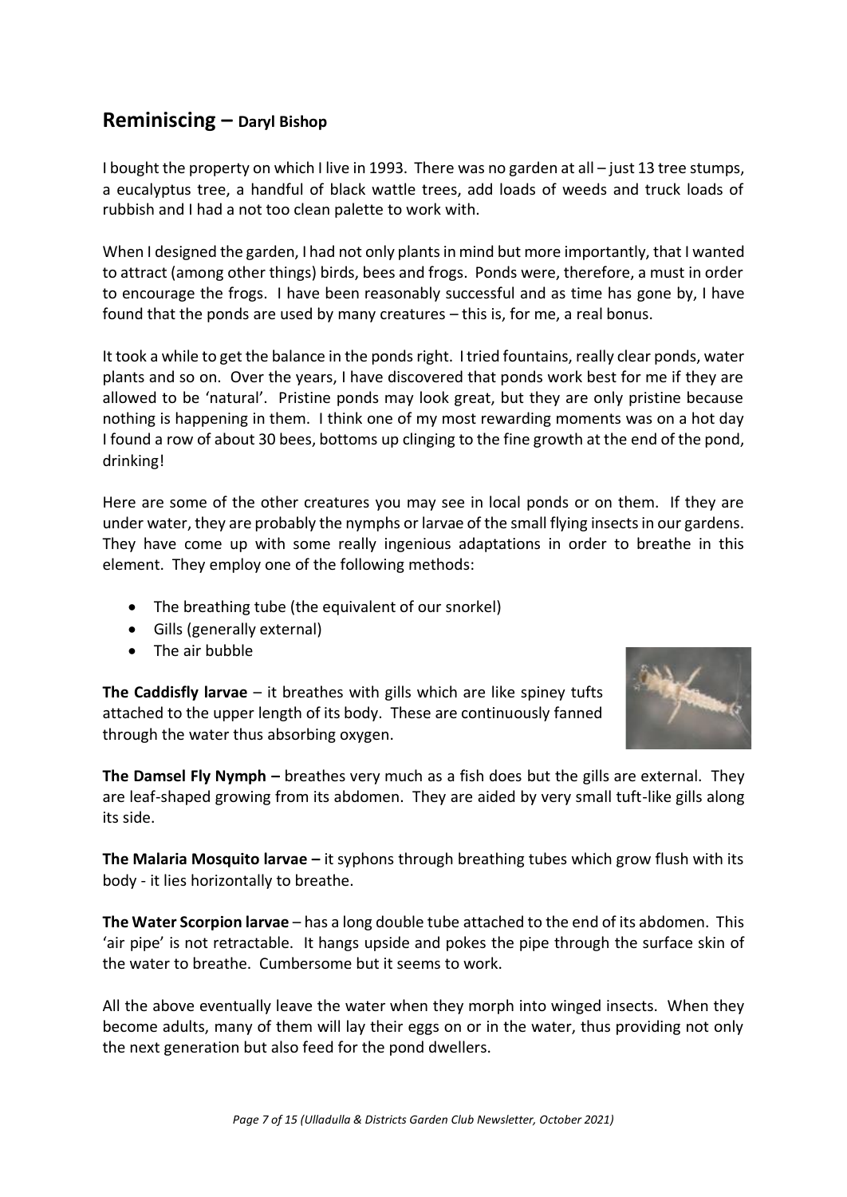## Reminiscing – **Daryl Bishop**

I bought the property on which I live in 1993. There was no garden at all – just 13 tree stumps, a eucalyptus tree, a handful of black wattle trees, add loads of weeds and truck loads of rubbish and I had a not too clean palette to work with.

When I designed the garden, I had not only plants in mind but more importantly, that I wanted to attract (among other things) birds, bees and frogs. Ponds were, therefore, a must in order to encourage the frogs. I have been reasonably successful and as time has gone by, I have found that the ponds are used by many creatures – this is, for me, a real bonus.

It took a while to get the balance in the ponds right. I tried fountains, really clear ponds, water plants and so on. Over the years, I have discovered that ponds work best for me if they are allowed to be 'natural'. Pristine ponds may look great, but they are only pristine because nothing is happening in them. I think one of my most rewarding moments was on a hot day I found a row of about 30 bees, bottoms up clinging to the fine growth at the end of the pond, drinking!

Here are some of the other creatures you may see in local ponds or on them. If they are under water, they are probably the nymphs or larvae of the small flying insects in our gardens. They have come up with some really ingenious adaptations in order to breathe in this element. They employ one of the following methods:

- The breathing tube (the equivalent of our snorkel)
- Gills (generally external)
- The air bubble

**The Caddisfly larvae** – it breathes with gills which are like spiney tufts attached to the upper length of its body. These are continuously fanned through the water thus absorbing oxygen.

**The Damsel Fly Nymph –** breathes very much as a fish does but the gills are external. They are leaf-shaped growing from its abdomen. They are aided by very small tuft-like gills along its side.

**The Malaria Mosquito larvae –** it syphons through breathing tubes which grow flush with its body - it lies horizontally to breathe.

**The Water Scorpion larvae** – has a long double tube attached to the end of its abdomen. This 'air pipe' is not retractable. It hangs upside and pokes the pipe through the surface skin of the water to breathe. Cumbersome but it seems to work.

All the above eventually leave the water when they morph into winged insects. When they become adults, many of them will lay their eggs on or in the water, thus providing not only the next generation but also feed for the pond dwellers.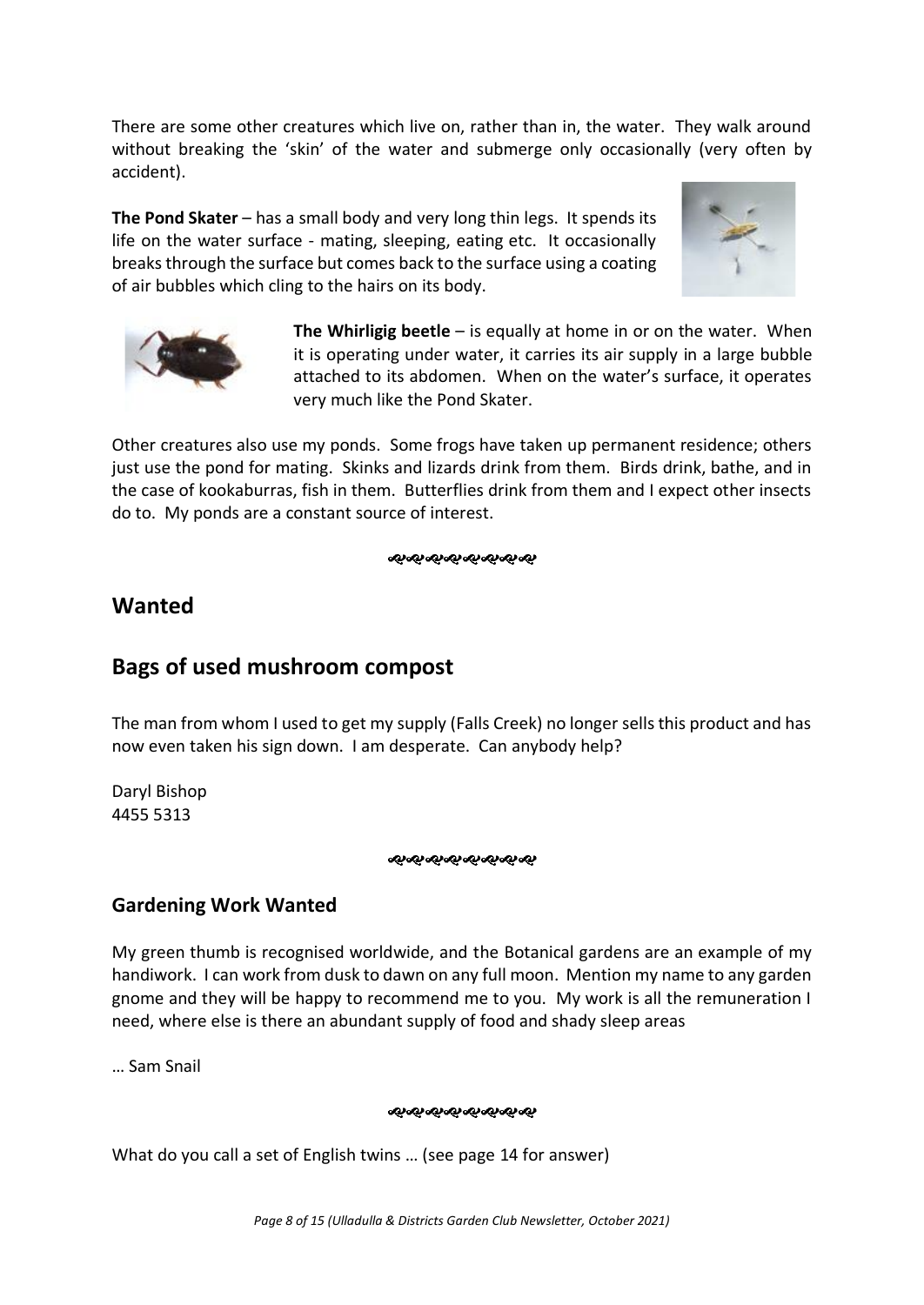There are some other creatures which live on, rather than in, the water. They walk around without breaking the 'skin' of the water and submerge only occasionally (very often by accident).

**The Pond Skater** – has a small body and very long thin legs. It spends its life on the water surface - mating, sleeping, eating etc. It occasionally breaks through the surface but comes back to the surface using a coating of air bubbles which cling to the hairs on its body.

**The Whirligig beetle** – is equally at home in or on the water. When it is operating under water, it carries its air supply in a large bubble attached to its abdomen. When on the water's surface, it operates very much like the Pond Skater.

Other creatures also use my ponds. Some frogs have taken up permanent residence; others just use the pond for mating. Skinks and lizards drink from them. Birds drink, bathe, and in the case of kookaburras, fish in them. Butterflies drink from them and I expect other insects do to. My ponds are a constant source of interest.

## Wanted

## Bags of used mushroom compost

The man from whom I used to get my supply (Falls Creek) no longer sells this product and has now even taken his sign down. I am desperate. Can anybody help?

Daryl Bishop
4455 5313

### Gardening Work Wanted

My green thumb is recognised worldwide, and the Botanical gardens are an example of my handiwork. I can work from dusk to dawn on any full moon. Mention my name to any garden gnome and they will be happy to recommend me to you. My work is all the remuneration I need, where else is there an abundant supply of food and shady sleep areas

… Sam Snail

What do you call a set of English twins … (see page 14 for answer)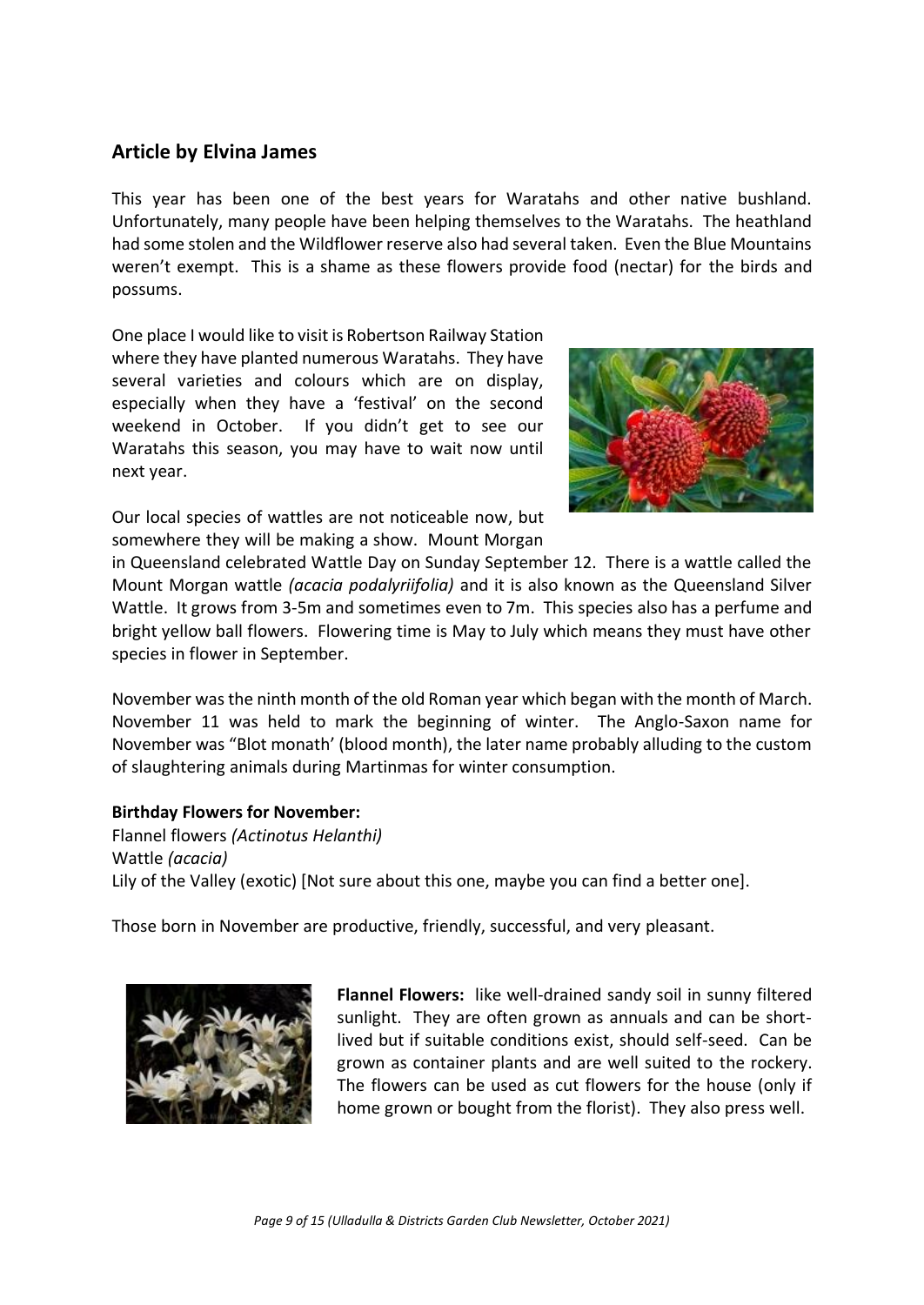## Article by Elvina James

This year has been one of the best years for Waratahs and other native bushland. Unfortunately, many people have been helping themselves to the Waratahs. The heathland had some stolen and the Wildflower reserve also had several taken. Even the Blue Mountains weren't exempt. This is a shame as these flowers provide food (nectar) for the birds and possums.

One place I would like to visit is Robertson Railway Station where they have planted numerous Waratahs. They have several varieties and colours which are on display, especially when they have a 'festival' on the second weekend in October. If you didn't get to see our Waratahs this season, you may have to wait now until next year.

Our local species of wattles are not noticeable now, but somewhere they will be making a show. Mount Morgan in Queensland celebrated Wattle Day on Sunday September 12. There is a wattle called the Mount Morgan wattle *(acacia podalyriifolia)* and it is also known as the Queensland Silver Wattle. It grows from 3-5m and sometimes even to 7m. This species also has a perfume and bright yellow ball flowers. Flowering time is May to July which means they must have other species in flower in September.

November was the ninth month of the old Roman year which began with the month of March. November 11 was held to mark the beginning of winter. The Anglo-Saxon name for November was "Blot monath' (blood month), the later name probably alluding to the custom of slaughtering animals during Martinmas for winter consumption.

**Birthday Flowers for November:**

Flannel flowers *(Actinotus Helanthi)*
Wattle *(acacia)*
Lily of the Valley (exotic) [Not sure about this one, maybe you can find a better one].

Those born in November are productive, friendly, successful, and very pleasant.

**Flannel Flowers:** like well-drained sandy soil in sunny filtered sunlight. They are often grown as annuals and can be short-lived but if suitable conditions exist, should self-seed. Can be grown as container plants and are well suited to the rockery. The flowers can be used as cut flowers for the house (only if home grown or bought from the florist). They also press well.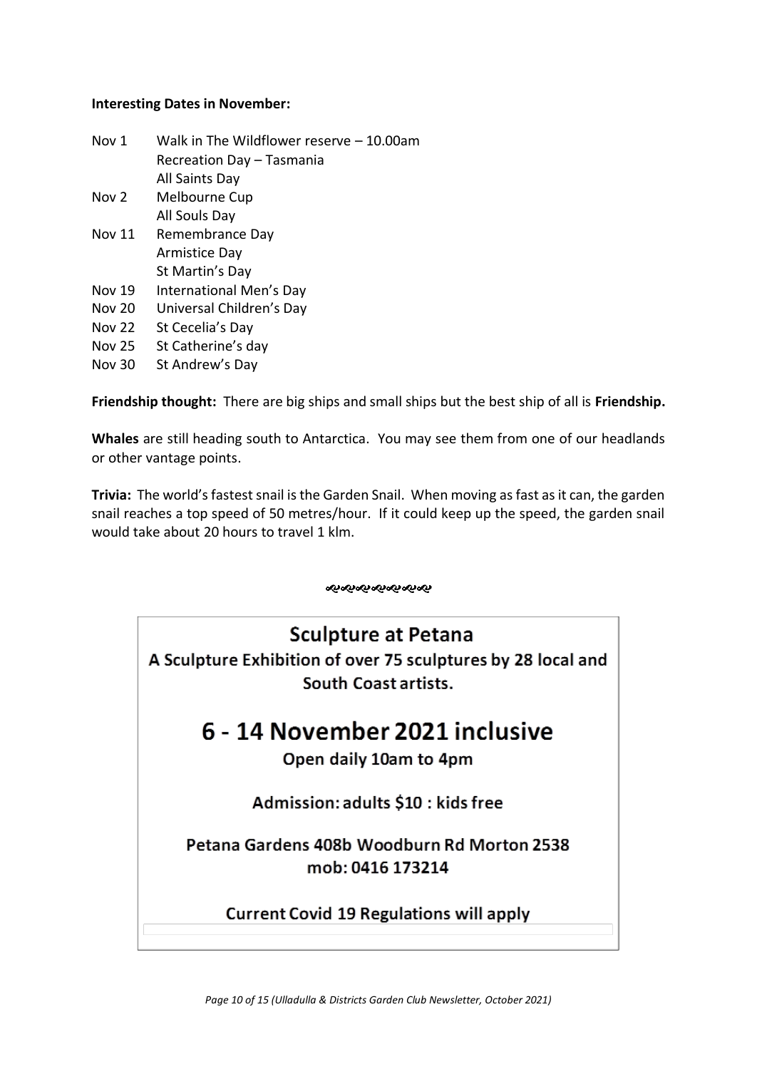**Interesting Dates in November:**

| | |
|---|---|
| Nov 1 | Walk in The Wildflower reserve – 10.00am |
| | Recreation Day – Tasmania |
| | All Saints Day |
| Nov 2 | Melbourne Cup |
| | All Souls Day |
| Nov 11 | Remembrance Day |
| | Armistice Day |
| | St Martin's Day |
| Nov 19 | International Men's Day |
| Nov 20 | Universal Children's Day |
| Nov 22 | St Cecelia's Day |
| Nov 25 | St Catherine's day |
| Nov 30 | St Andrew's Day |

**Friendship thought:** There are big ships and small ships but the best ship of all is **Friendship.**

**Whales** are still heading south to Antarctica. You may see them from one of our headlands or other vantage points.

**Trivia:** The world's fastest snail is the Garden Snail. When moving as fast as it can, the garden snail reaches a top speed of 50 metres/hour. If it could keep up the speed, the garden snail would take about 20 hours to travel 1 klm.

---

## Sculpture at Petana

**A Sculpture Exhibition of over 75 sculptures by 28 local and South Coast artists.**

## 6 - 14 November 2021 inclusive

**Open daily 10am to 4pm**

**Admission: adults $10 : kids free**

**Petana Gardens 408b Woodburn Rd Morton 2538**
**mob: 0416 173214**

**Current Covid 19 Regulations will apply**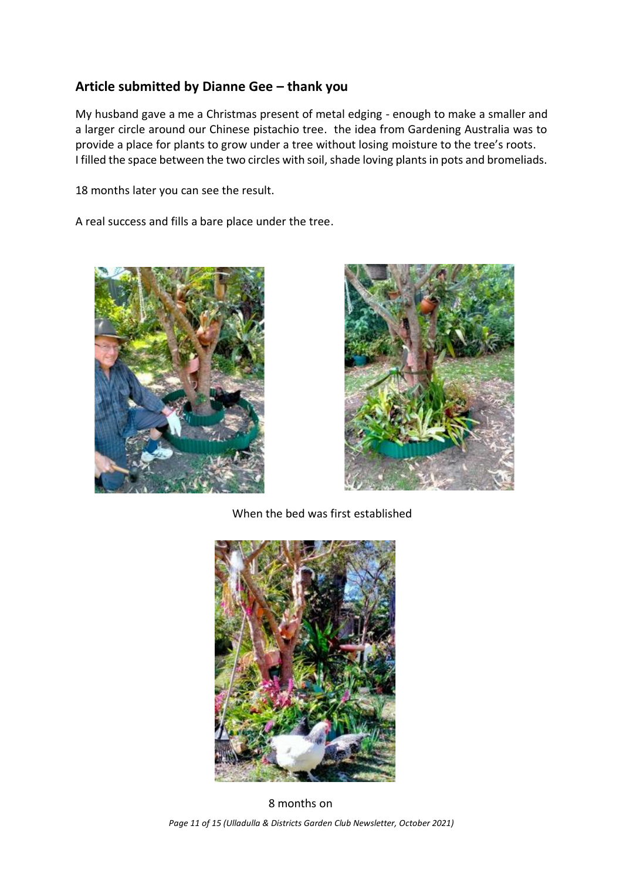## Article submitted by Dianne Gee – thank you

My husband gave a me a Christmas present of metal edging - enough to make a smaller and a larger circle around our Chinese pistachio tree. the idea from Gardening Australia was to provide a place for plants to grow under a tree without losing moisture to the tree's roots. I filled the space between the two circles with soil, shade loving plants in pots and bromeliads.

18 months later you can see the result.

A real success and fills a bare place under the tree.

When the bed was first established

8 months on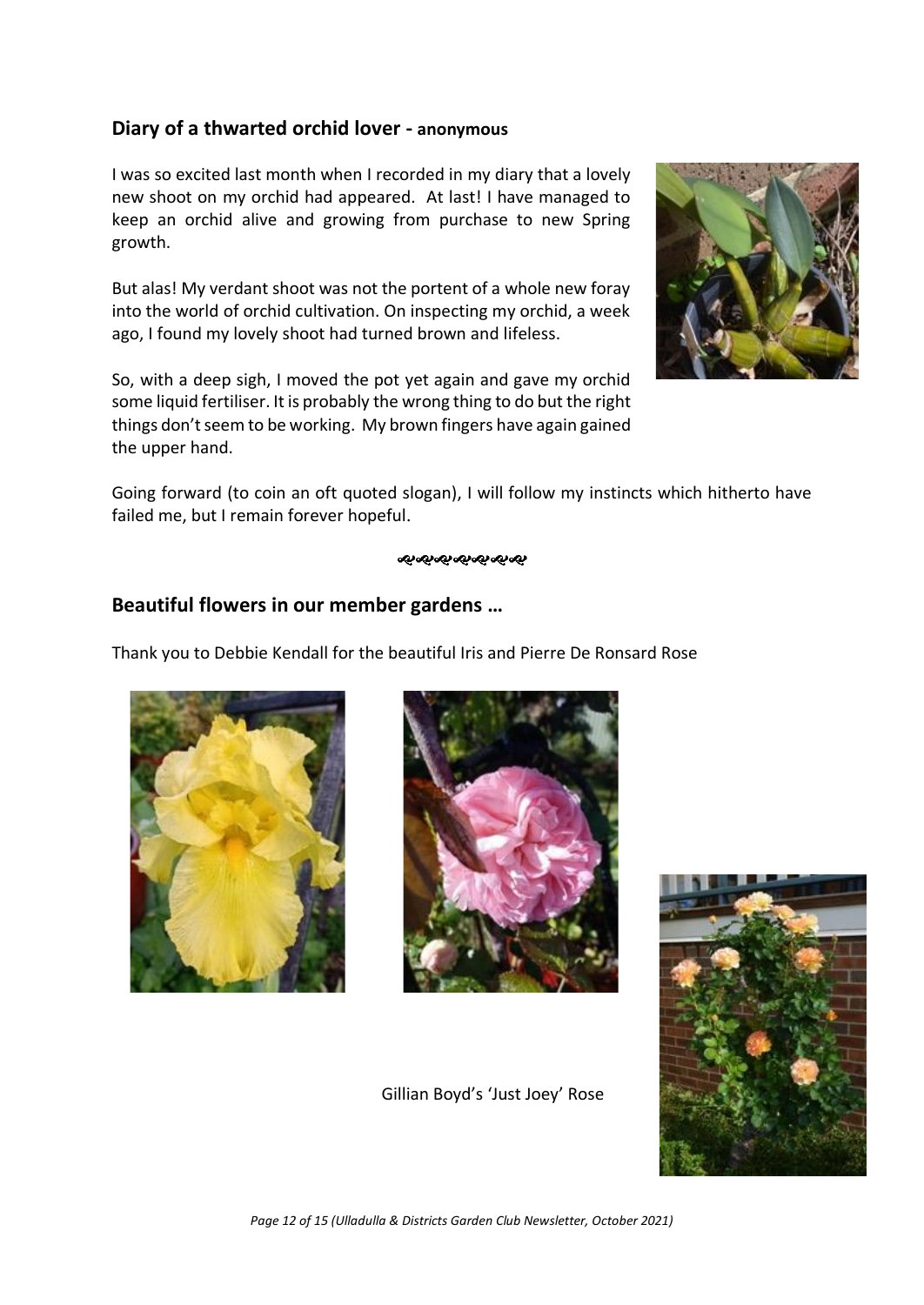## Diary of a thwarted orchid lover - anonymous

I was so excited last month when I recorded in my diary that a lovely new shoot on my orchid had appeared. At last! I have managed to keep an orchid alive and growing from purchase to new Spring growth.

But alas! My verdant shoot was not the portent of a whole new foray into the world of orchid cultivation. On inspecting my orchid, a week ago, I found my lovely shoot had turned brown and lifeless.

So, with a deep sigh, I moved the pot yet again and gave my orchid some liquid fertiliser. It is probably the wrong thing to do but the right things don't seem to be working. My brown fingers have again gained the upper hand.

Going forward (to coin an oft quoted slogan), I will follow my instincts which hitherto have failed me, but I remain forever hopeful.

## Beautiful flowers in our member gardens …

Thank you to Debbie Kendall for the beautiful Iris and Pierre De Ronsard Rose

Gillian Boyd's 'Just Joey' Rose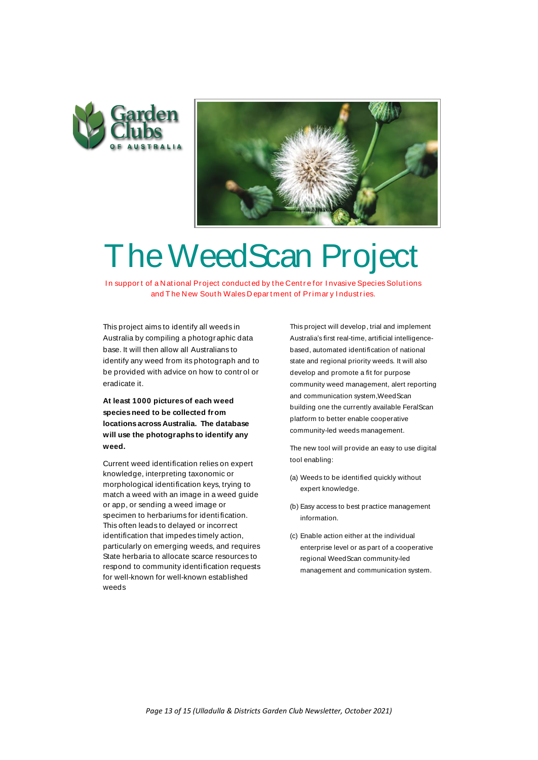Garden Clubs OF AUSTRALIA

# The WeedScan Project

In support of a National Project conducted by the Centre for Invasive Species Solutions and The New South Wales Department of Primary Industries.

This project aims to identify all weeds in Australia by compiling a photographic data base. It will then allow all Australians to identify any weed from its photograph and to be provided with advice on how to control or eradicate it.

**At least 1000 pictures of each weed species need to be collected from locations across Australia. The database will use the photographs to identify any weed.**

Current weed identification relies on expert knowledge, interpreting taxonomic or morphological identification keys, trying to match a weed with an image in a weed guide or app, or sending a weed image or specimen to herbariums for identification. This often leads to delayed or incorrect identification that impedes timely action, particularly on emerging weeds, and requires State herbaria to allocate scarce resources to respond to community identification requests for well-known for well-known established weeds

This project will develop, trial and implement Australia's first real-time, artificial intelligence-based, automated identification of national state and regional priority weeds. It will also develop and promote a fit for purpose community weed management, alert reporting and communication system,WeedScan building one the currently available FeralScan platform to better enable cooperative community-led weeds management.

The new tool will provide an easy to use digital tool enabling:

(a) Weeds to be identified quickly without expert knowledge.

(b) Easy access to best practice management information.

(c) Enable action either at the individual enterprise level or as part of a cooperative regional WeedScan community-led management and communication system.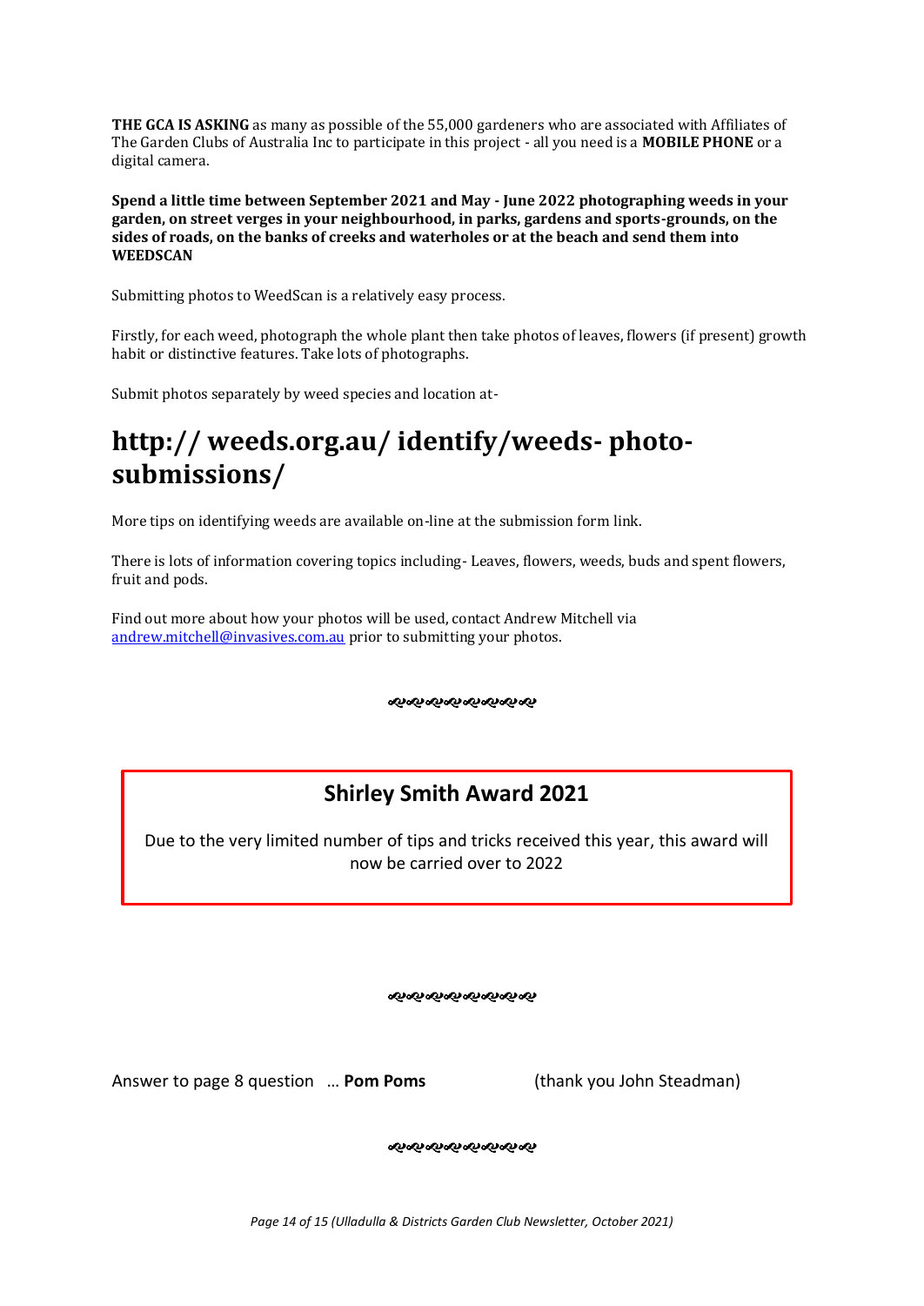**THE GCA IS ASKING** as many as possible of the 55,000 gardeners who are associated with Affiliates of The Garden Clubs of Australia Inc to participate in this project - all you need is a **MOBILE PHONE** or a digital camera.

**Spend a little time between September 2021 and May - June 2022 photographing weeds in your garden, on street verges in your neighbourhood, in parks, gardens and sports-grounds, on the sides of roads, on the banks of creeks and waterholes or at the beach and send them into WEEDSCAN**

Submitting photos to WeedScan is a relatively easy process.

Firstly, for each weed, photograph the whole plant then take photos of leaves, flowers (if present) growth habit or distinctive features. Take lots of photographs.

Submit photos separately by weed species and location at-

# http:// weeds.org.au/ identify/weeds- photo-submissions/

More tips on identifying weeds are available on-line at the submission form link.

There is lots of information covering topics including- Leaves, flowers, weeds, buds and spent flowers, fruit and pods.

Find out more about how your photos will be used, contact Andrew Mitchell via andrew.mitchell@invasives.com.au prior to submitting your photos.

## Shirley Smith Award 2021

Due to the very limited number of tips and tricks received this year, this award will now be carried over to 2022

Answer to page 8 question … **Pom Poms** (thank you John Steadman)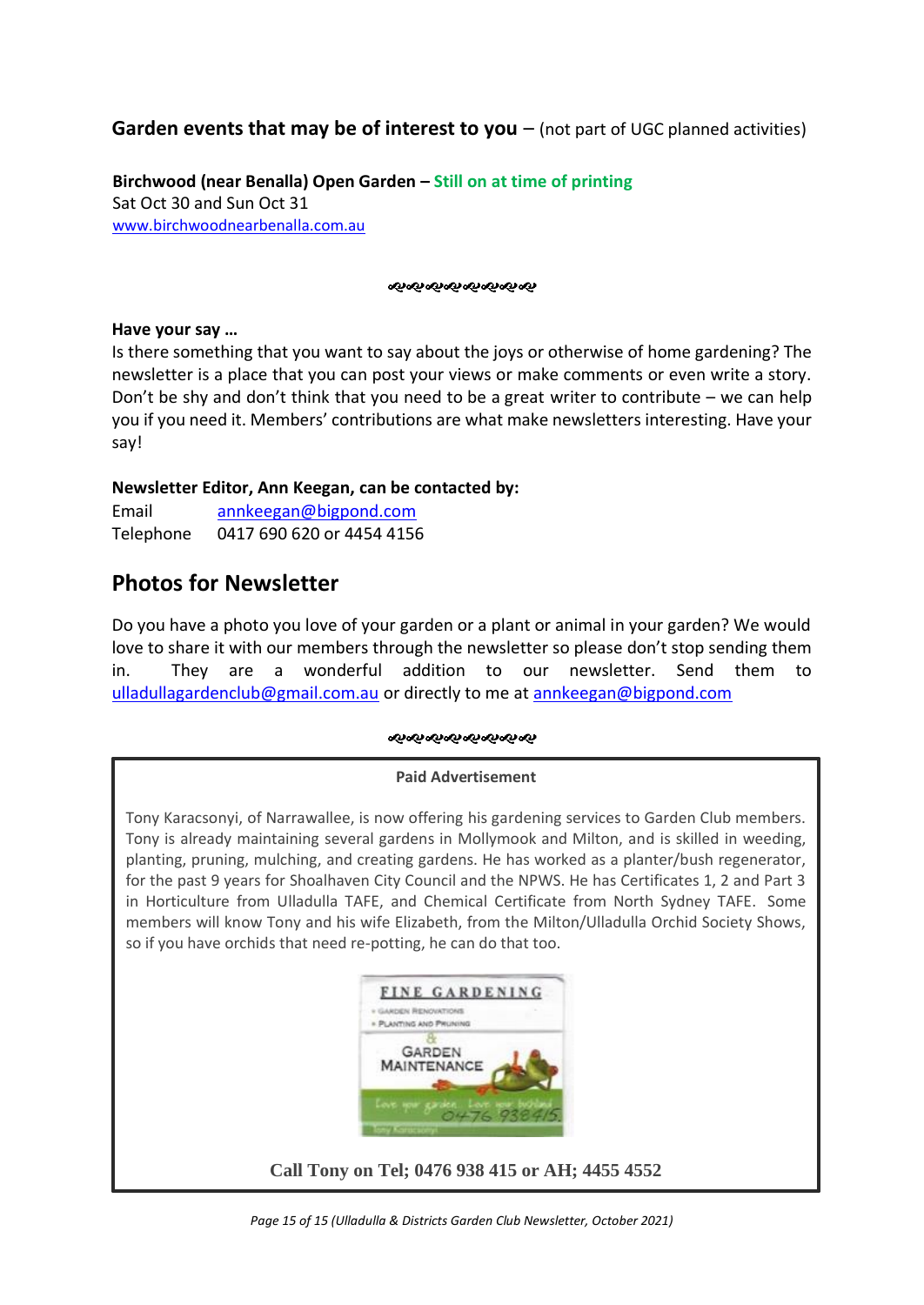**Garden events that may be of interest to you** – (not part of UGC planned activities)

**Birchwood (near Benalla) Open Garden – Still on at time of printing**
Sat Oct 30 and Sun Oct 31
www.birchwoodnearbenalla.com.au

**Have your say …**
Is there something that you want to say about the joys or otherwise of home gardening? The newsletter is a place that you can post your views or make comments or even write a story. Don't be shy and don't think that you need to be a great writer to contribute – we can help you if you need it. Members' contributions are what make newsletters interesting. Have your say!

**Newsletter Editor, Ann Keegan, can be contacted by:**
Email annkeegan@bigpond.com
Telephone 0417 690 620 or 4454 4156

## Photos for Newsletter

Do you have a photo you love of your garden or a plant or animal in your garden? We would love to share it with our members through the newsletter so please don't stop sending them in. They are a wonderful addition to our newsletter. Send them to ulladullagardenclub@gmail.com.au or directly to me at annkeegan@bigpond.com

**Paid Advertisement**

Tony Karacsonyi, of Narrawallee, is now offering his gardening services to Garden Club members. Tony is already maintaining several gardens in Mollymook and Milton, and is skilled in weeding, planting, pruning, mulching, and creating gardens. He has worked as a planter/bush regenerator, for the past 9 years for Shoalhaven City Council and the NPWS. He has Certificates 1, 2 and Part 3 in Horticulture from Ulladulla TAFE, and Chemical Certificate from North Sydney TAFE. Some members will know Tony and his wife Elizabeth, from the Milton/Ulladulla Orchid Society Shows, so if you have orchids that need re-potting, he can do that too.

FINE GARDENING
- GARDEN RENOVATIONS
- PLANTING AND PRUNING

&

GARDEN MAINTENANCE

Love your garden. Love your bushland. 0476 938 415.
Tony Karacsonyi

**Call Tony on Tel; 0476 938 415 or AH; 4455 4552**